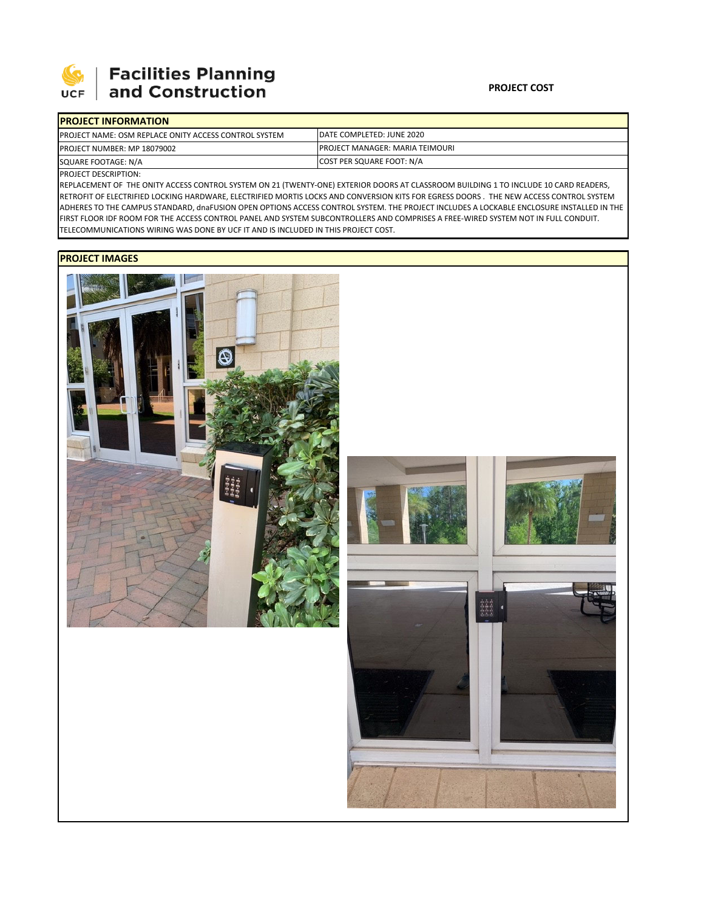UCF | **Facilities Planning and Construction**

**PROJECT COST**

## PROJECT INFORMATION

| PROJECT NAME: OSM REPLACE ONITY ACCESS CONTROL SYSTEM | DATE COMPLETED: JUNE 2020 |
|---|---|
| PROJECT NUMBER: MP 18079002 | PROJECT MANAGER: MARIA TEIMOURI |
| SQUARE FOOTAGE: N/A | COST PER SQUARE FOOT: N/A |

PROJECT DESCRIPTION:

REPLACEMENT OF THE ONITY ACCESS CONTROL SYSTEM ON 21 (TWENTY-ONE) EXTERIOR DOORS AT CLASSROOM BUILDING 1 TO INCLUDE 10 CARD READERS, RETROFIT OF ELECTRIFIED LOCKING HARDWARE, ELECTRIFIED MORTIS LOCKS AND CONVERSION KITS FOR EGRESS DOORS . THE NEW ACCESS CONTROL SYSTEM ADHERES TO THE CAMPUS STANDARD, dnaFUSION OPEN OPTIONS ACCESS CONTROL SYSTEM. THE PROJECT INCLUDES A LOCKABLE ENCLOSURE INSTALLED IN THE FIRST FLOOR IDF ROOM FOR THE ACCESS CONTROL PANEL AND SYSTEM SUBCONTROLLERS AND COMPRISES A FREE-WIRED SYSTEM NOT IN FULL CONDUIT. TELECOMMUNICATIONS WIRING WAS DONE BY UCF IT AND IS INCLUDED IN THIS PROJECT COST.

## PROJECT IMAGES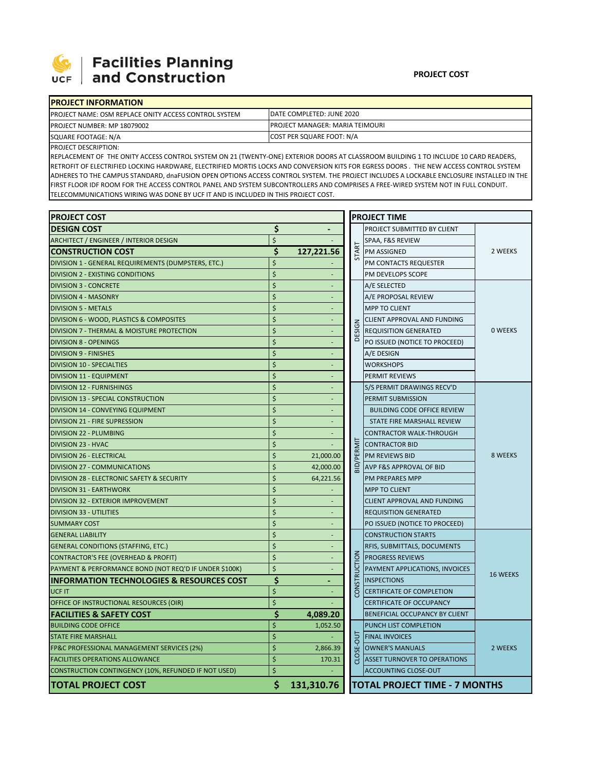**Facilities Planning and Construction**

UCF

**PROJECT COST**

| PROJECT INFORMATION | |
|---|---|
| PROJECT NAME: OSM REPLACE ONITY ACCESS CONTROL SYSTEM | DATE COMPLETED: JUNE 2020 |
| PROJECT NUMBER: MP 18079002 | PROJECT MANAGER: MARIA TEIMOURI |
| SQUARE FOOTAGE: N/A | COST PER SQUARE FOOT: N/A |

PROJECT DESCRIPTION:
REPLACEMENT OF THE ONITY ACCESS CONTROL SYSTEM ON 21 (TWENTY-ONE) EXTERIOR DOORS AT CLASSROOM BUILDING 1 TO INCLUDE 10 CARD READERS, RETROFIT OF ELECTRIFIED LOCKING HARDWARE, ELECTRIFIED MORTIS LOCKS AND CONVERSION KITS FOR EGRESS DOORS . THE NEW ACCESS CONTROL SYSTEM ADHERES TO THE CAMPUS STANDARD, dnaFUSION OPEN OPTIONS ACCESS CONTROL SYSTEM. THE PROJECT INCLUDES A LOCKABLE ENCLOSURE INSTALLED IN THE FIRST FLOOR IDF ROOM FOR THE ACCESS CONTROL PANEL AND SYSTEM SUBCONTROLLERS AND COMPRISES A FREE-WIRED SYSTEM NOT IN FULL CONDUIT. TELECOMMUNICATIONS WIRING WAS DONE BY UCF IT AND IS INCLUDED IN THIS PROJECT COST.

| PROJECT COST | |
|---|---|
| **DESIGN COST** | **$ -** |
| ARCHITECT / ENGINEER / INTERIOR DESIGN | $ - |
| **CONSTRUCTION COST** | **$ 127,221.56** |
| DIVISION 1 - GENERAL REQUIREMENTS (DUMPSTERS, ETC.) | $ - |
| DIVISION 2 - EXISTING CONDITIONS | $ - |
| DIVISION 3 - CONCRETE | $ - |
| DIVISION 4 - MASONRY | $ - |
| DIVISION 5 - METALS | $ - |
| DIVISION 6 - WOOD, PLASTICS & COMPOSITES | $ - |
| DIVISION 7 - THERMAL & MOISTURE PROTECTION | $ - |
| DIVISION 8 - OPENINGS | $ - |
| DIVISION 9 - FINISHES | $ - |
| DIVISION 10 - SPECIALTIES | $ - |
| DIVISION 11 - EQUIPMENT | $ - |
| DIVISION 12 - FURNISHINGS | $ - |
| DIVISION 13 - SPECIAL CONSTRUCTION | $ - |
| DIVISION 14 - CONVEYING EQUIPMENT | $ - |
| DIVISION 21 - FIRE SUPRESSION | $ - |
| DIVISION 22 - PLUMBING | $ - |
| DIVISION 23 - HVAC | $ - |
| DIVISION 26 - ELECTRICAL | $ 21,000.00 |
| DIVISION 27 - COMMUNICATIONS | $ 42,000.00 |
| DIVISION 28 - ELECTRONIC SAFETY & SECURITY | $ 64,221.56 |
| DIVISION 31 - EARTHWORK | $ - |
| DIVISION 32 - EXTERIOR IMPROVEMENT | $ - |
| DIVISION 33 - UTILITIES | $ - |
| SUMMARY COST | $ - |
| GENERAL LIABILITY | $ - |
| GENERAL CONDITIONS (STAFFING, ETC.) | $ - |
| CONTRACTOR'S FEE (OVERHEAD & PROFIT) | $ - |
| PAYMENT & PERFORMANCE BOND (NOT REQ'D IF UNDER $100K) | $ - |
| **INFORMATION TECHNOLOGIES & RESOURCES COST** | **$ -** |
| UCF IT | $ - |
| OFFICE OF INSTRUCTIONAL RESOURCES (OIR) | $ - |
| **FACILITIES & SAFETY COST** | **$ 4,089.20** |
| BUILDING CODE OFFICE | $ 1,052.50 |
| STATE FIRE MARSHALL | $ - |
| FP&C PROFESSIONAL MANAGEMENT SERVICES (2%) | $ 2,866.39 |
| FACILITIES OPERATIONS ALLOWANCE | $ 170.31 |
| CONSTRUCTION CONTINGENCY (10%, REFUNDED IF NOT USED) | $ - |
| **TOTAL PROJECT COST** | **$ 131,310.76** |

| PROJECT TIME | | |
|---|---|---|
| START | PROJECT SUBMITTED BY CLIENT | 2 WEEKS |
| | SPAA, F&S REVIEW | |
| | PM ASSIGNED | |
| | PM CONTACTS REQUESTER | |
| | PM DEVELOPS SCOPE | |
| DESIGN | A/E SELECTED | 0 WEEKS |
| | A/E PROPOSAL REVIEW | |
| | MPP TO CLIENT | |
| | CLIENT APPROVAL AND FUNDING | |
| | REQUISITION GENERATED | |
| | PO ISSUED (NOTICE TO PROCEED) | |
| | A/E DESIGN | |
| | WORKSHOPS | |
| | PERMIT REVIEWS | |
| BID/PERMIT | S/S PERMIT DRAWINGS RECV'D | 8 WEEKS |
| | PERMIT SUBMISSION | |
| | BUILDING CODE OFFICE REVIEW | |
| | STATE FIRE MARSHALL REVIEW | |
| | CONTRACTOR WALK-THROUGH | |
| | CONTRACTOR BID | |
| | PM REVIEWS BID | |
| | AVP F&S APPROVAL OF BID | |
| | PM PREPARES MPP | |
| | MPP TO CLIENT | |
| | CLIENT APPROVAL AND FUNDING | |
| | REQUISITION GENERATED | |
| | PO ISSUED (NOTICE TO PROCEED) | |
| CONSTRUCTION | CONSTRUCTION STARTS | 16 WEEKS |
| | RFIS, SUBMITTALS, DOCUMENTS | |
| | PROGRESS REVIEWS | |
| | PAYMENT APPLICATIONS, INVOICES | |
| | INSPECTIONS | |
| | CERTIFICATE OF COMPLETION | |
| | CERTIFICATE OF OCCUPANCY | |
| | BENEFICIAL OCCUPANCY BY CLIENT | |
| CLOSE-OUT | PUNCH LIST COMPLETION | 2 WEEKS |
| | FINAL INVOICES | |
| | OWNER'S MANUALS | |
| | ASSET TURNOVER TO OPERATIONS | |
| | ACCOUNTING CLOSE-OUT | |
| **TOTAL PROJECT TIME - 7 MONTHS** | | |